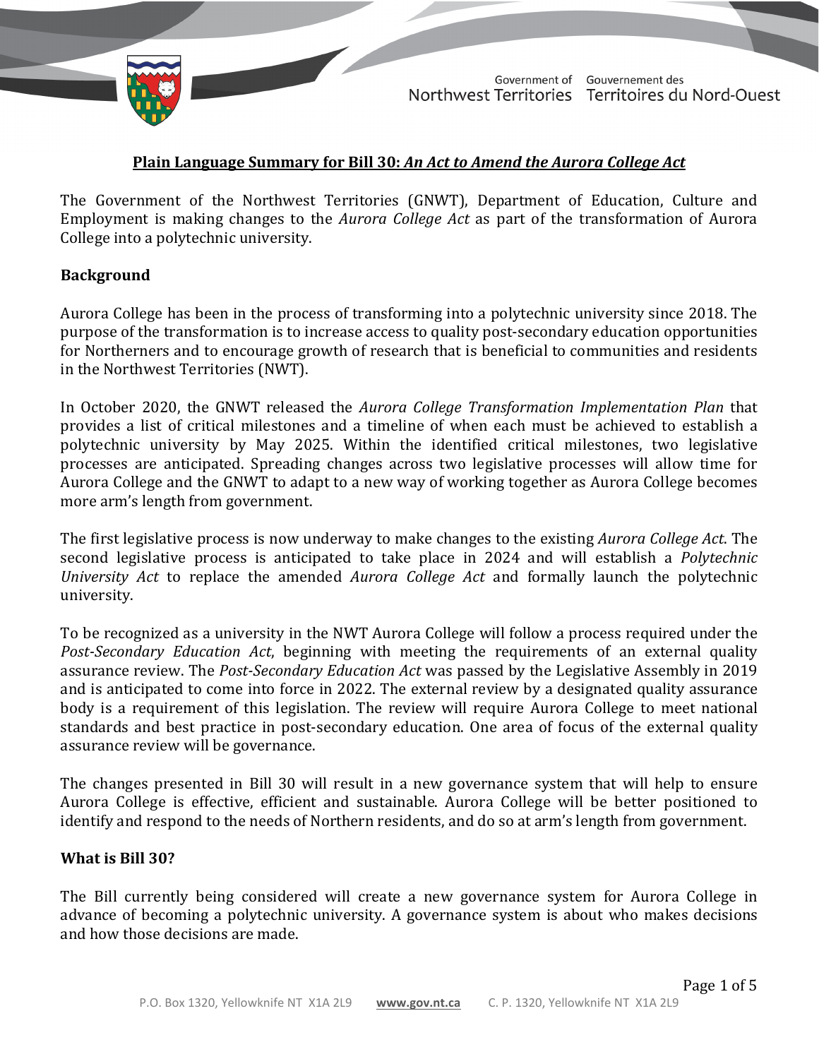# Plain Language Summary for Bill 30: *An Act to Amend the Aurora College Act*

The Government of the Northwest Territories (GNWT), Department of Education, Culture and Employment is making changes to the *Aurora College Act* as part of the transformation of Aurora College into a polytechnic university.

## Background

Aurora College has been in the process of transforming into a polytechnic university since 2018. The purpose of the transformation is to increase access to quality post-secondary education opportunities for Northerners and to encourage growth of research that is beneficial to communities and residents in the Northwest Territories (NWT).

In October 2020, the GNWT released the *Aurora College Transformation Implementation Plan* that provides a list of critical milestones and a timeline of when each must be achieved to establish a polytechnic university by May 2025. Within the identified critical milestones, two legislative processes are anticipated. Spreading changes across two legislative processes will allow time for Aurora College and the GNWT to adapt to a new way of working together as Aurora College becomes more arm's length from government.

The first legislative process is now underway to make changes to the existing *Aurora College Act*. The second legislative process is anticipated to take place in 2024 and will establish a *Polytechnic University Act* to replace the amended *Aurora College Act* and formally launch the polytechnic university.

To be recognized as a university in the NWT Aurora College will follow a process required under the *Post-Secondary Education Act*, beginning with meeting the requirements of an external quality assurance review. The *Post-Secondary Education Act* was passed by the Legislative Assembly in 2019 and is anticipated to come into force in 2022. The external review by a designated quality assurance body is a requirement of this legislation. The review will require Aurora College to meet national standards and best practice in post-secondary education. One area of focus of the external quality assurance review will be governance.

The changes presented in Bill 30 will result in a new governance system that will help to ensure Aurora College is effective, efficient and sustainable. Aurora College will be better positioned to identify and respond to the needs of Northern residents, and do so at arm's length from government.

## What is Bill 30?

The Bill currently being considered will create a new governance system for Aurora College in advance of becoming a polytechnic university. A governance system is about who makes decisions and how those decisions are made.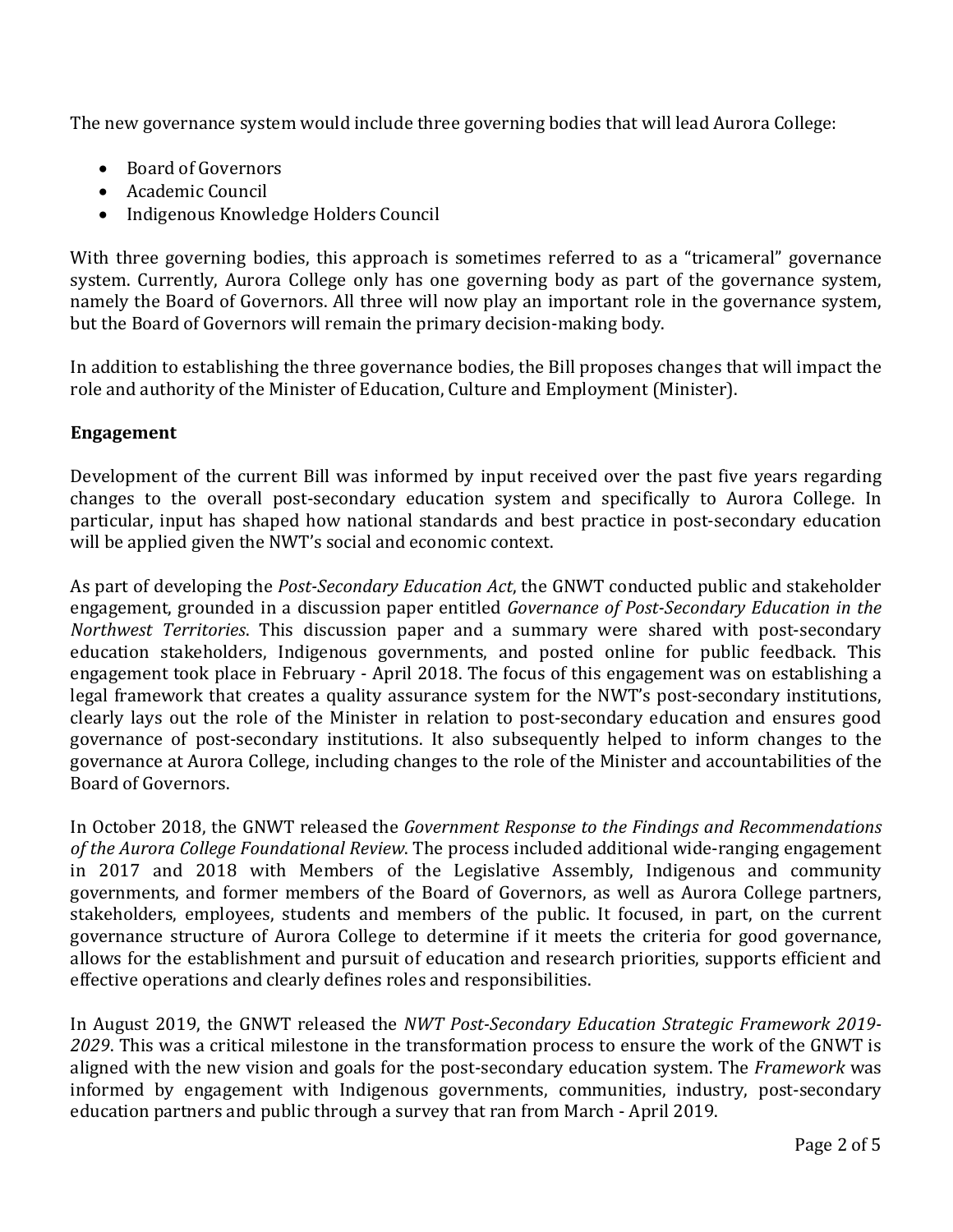The new governance system would include three governing bodies that will lead Aurora College:

- Board of Governors
- Academic Council
- Indigenous Knowledge Holders Council

With three governing bodies, this approach is sometimes referred to as a "tricameral" governance system. Currently, Aurora College only has one governing body as part of the governance system, namely the Board of Governors. All three will now play an important role in the governance system, but the Board of Governors will remain the primary decision-making body.

In addition to establishing the three governance bodies, the Bill proposes changes that will impact the role and authority of the Minister of Education, Culture and Employment (Minister).

**Engagement**

Development of the current Bill was informed by input received over the past five years regarding changes to the overall post-secondary education system and specifically to Aurora College. In particular, input has shaped how national standards and best practice in post-secondary education will be applied given the NWT's social and economic context.

As part of developing the *Post-Secondary Education Act*, the GNWT conducted public and stakeholder engagement, grounded in a discussion paper entitled *Governance of Post-Secondary Education in the Northwest Territories*. This discussion paper and a summary were shared with post-secondary education stakeholders, Indigenous governments, and posted online for public feedback. This engagement took place in February - April 2018. The focus of this engagement was on establishing a legal framework that creates a quality assurance system for the NWT's post-secondary institutions, clearly lays out the role of the Minister in relation to post-secondary education and ensures good governance of post-secondary institutions. It also subsequently helped to inform changes to the governance at Aurora College, including changes to the role of the Minister and accountabilities of the Board of Governors.

In October 2018, the GNWT released the *Government Response to the Findings and Recommendations of the Aurora College Foundational Review*. The process included additional wide-ranging engagement in 2017 and 2018 with Members of the Legislative Assembly, Indigenous and community governments, and former members of the Board of Governors, as well as Aurora College partners, stakeholders, employees, students and members of the public. It focused, in part, on the current governance structure of Aurora College to determine if it meets the criteria for good governance, allows for the establishment and pursuit of education and research priorities, supports efficient and effective operations and clearly defines roles and responsibilities.

In August 2019, the GNWT released the *NWT Post-Secondary Education Strategic Framework 2019-2029*. This was a critical milestone in the transformation process to ensure the work of the GNWT is aligned with the new vision and goals for the post-secondary education system. The *Framework* was informed by engagement with Indigenous governments, communities, industry, post-secondary education partners and public through a survey that ran from March - April 2019.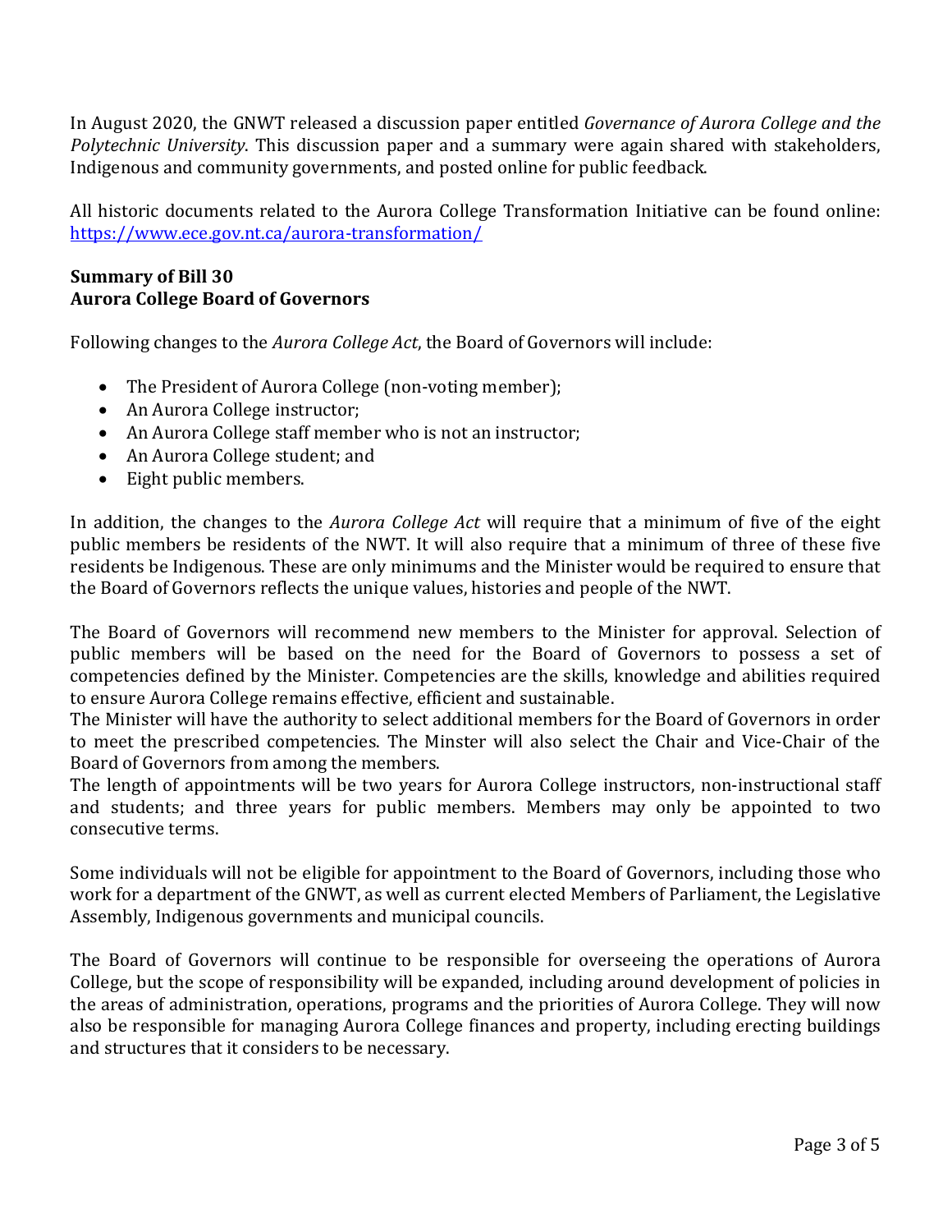In August 2020, the GNWT released a discussion paper entitled *Governance of Aurora College and the Polytechnic University*. This discussion paper and a summary were again shared with stakeholders, Indigenous and community governments, and posted online for public feedback.

All historic documents related to the Aurora College Transformation Initiative can be found online: https://www.ece.gov.nt.ca/aurora-transformation/

**Summary of Bill 30**
**Aurora College Board of Governors**

Following changes to the *Aurora College Act*, the Board of Governors will include:

- The President of Aurora College (non-voting member);
- An Aurora College instructor;
- An Aurora College staff member who is not an instructor;
- An Aurora College student; and
- Eight public members.

In addition, the changes to the *Aurora College Act* will require that a minimum of five of the eight public members be residents of the NWT. It will also require that a minimum of three of these five residents be Indigenous. These are only minimums and the Minister would be required to ensure that the Board of Governors reflects the unique values, histories and people of the NWT.

The Board of Governors will recommend new members to the Minister for approval. Selection of public members will be based on the need for the Board of Governors to possess a set of competencies defined by the Minister. Competencies are the skills, knowledge and abilities required to ensure Aurora College remains effective, efficient and sustainable.
The Minister will have the authority to select additional members for the Board of Governors in order to meet the prescribed competencies. The Minster will also select the Chair and Vice-Chair of the Board of Governors from among the members.
The length of appointments will be two years for Aurora College instructors, non-instructional staff and students; and three years for public members. Members may only be appointed to two consecutive terms.

Some individuals will not be eligible for appointment to the Board of Governors, including those who work for a department of the GNWT, as well as current elected Members of Parliament, the Legislative Assembly, Indigenous governments and municipal councils.

The Board of Governors will continue to be responsible for overseeing the operations of Aurora College, but the scope of responsibility will be expanded, including around development of policies in the areas of administration, operations, programs and the priorities of Aurora College. They will now also be responsible for managing Aurora College finances and property, including erecting buildings and structures that it considers to be necessary.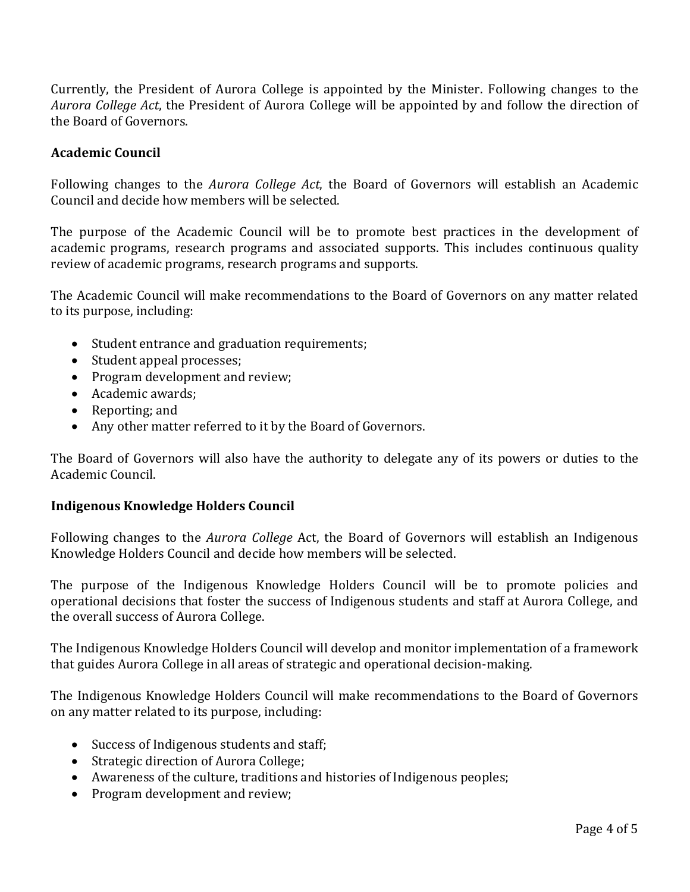Currently, the President of Aurora College is appointed by the Minister. Following changes to the *Aurora College Act*, the President of Aurora College will be appointed by and follow the direction of the Board of Governors.

**Academic Council**

Following changes to the *Aurora College Act*, the Board of Governors will establish an Academic Council and decide how members will be selected.

The purpose of the Academic Council will be to promote best practices in the development of academic programs, research programs and associated supports. This includes continuous quality review of academic programs, research programs and supports.

The Academic Council will make recommendations to the Board of Governors on any matter related to its purpose, including:

- Student entrance and graduation requirements;
- Student appeal processes;
- Program development and review;
- Academic awards;
- Reporting; and
- Any other matter referred to it by the Board of Governors.

The Board of Governors will also have the authority to delegate any of its powers or duties to the Academic Council.

**Indigenous Knowledge Holders Council**

Following changes to the *Aurora College* Act, the Board of Governors will establish an Indigenous Knowledge Holders Council and decide how members will be selected.

The purpose of the Indigenous Knowledge Holders Council will be to promote policies and operational decisions that foster the success of Indigenous students and staff at Aurora College, and the overall success of Aurora College.

The Indigenous Knowledge Holders Council will develop and monitor implementation of a framework that guides Aurora College in all areas of strategic and operational decision-making.

The Indigenous Knowledge Holders Council will make recommendations to the Board of Governors on any matter related to its purpose, including:

- Success of Indigenous students and staff;
- Strategic direction of Aurora College;
- Awareness of the culture, traditions and histories of Indigenous peoples;
- Program development and review;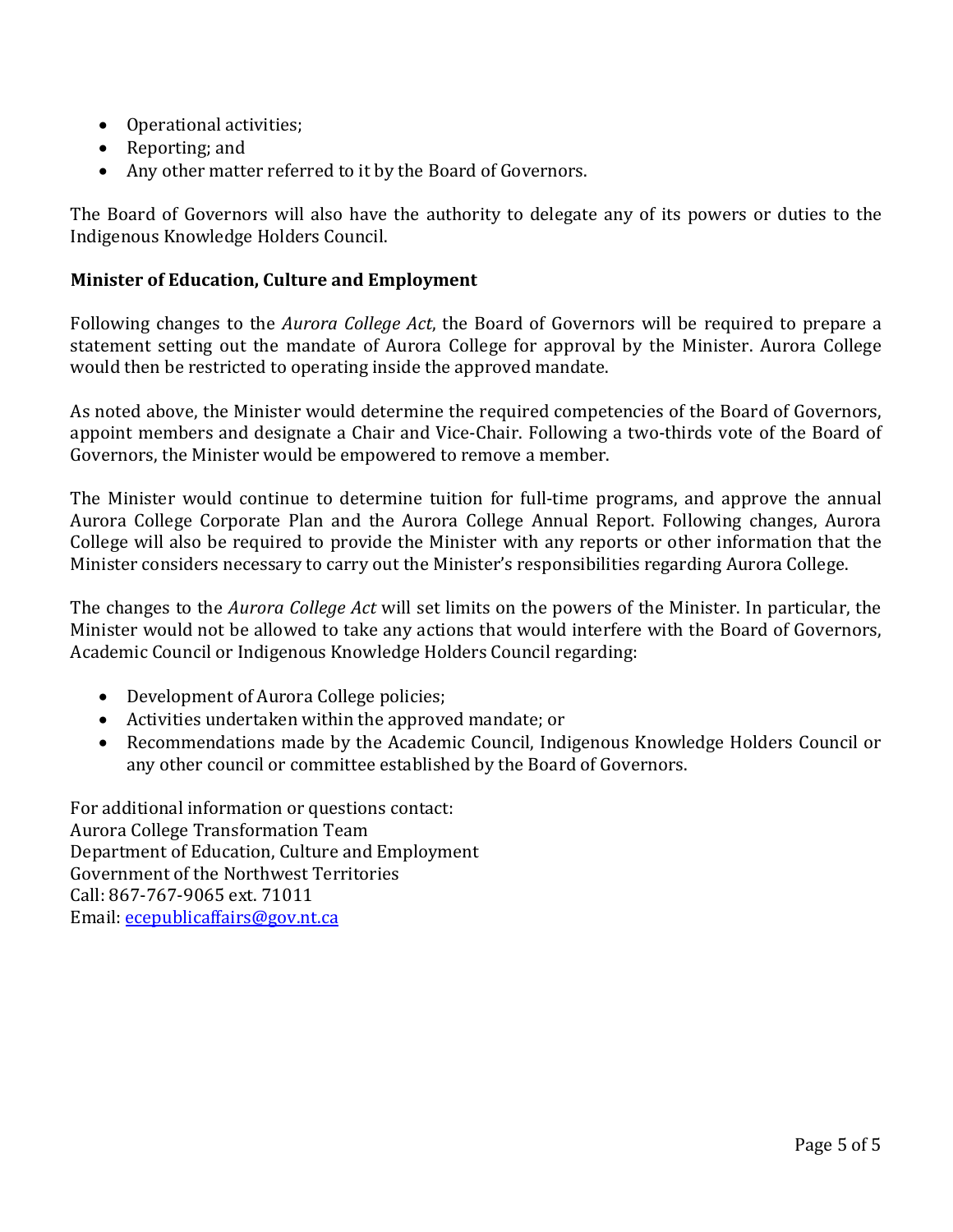- Operational activities;
- Reporting; and
- Any other matter referred to it by the Board of Governors.

The Board of Governors will also have the authority to delegate any of its powers or duties to the Indigenous Knowledge Holders Council.

**Minister of Education, Culture and Employment**

Following changes to the *Aurora College Act*, the Board of Governors will be required to prepare a statement setting out the mandate of Aurora College for approval by the Minister. Aurora College would then be restricted to operating inside the approved mandate.

As noted above, the Minister would determine the required competencies of the Board of Governors, appoint members and designate a Chair and Vice-Chair. Following a two-thirds vote of the Board of Governors, the Minister would be empowered to remove a member.

The Minister would continue to determine tuition for full-time programs, and approve the annual Aurora College Corporate Plan and the Aurora College Annual Report. Following changes, Aurora College will also be required to provide the Minister with any reports or other information that the Minister considers necessary to carry out the Minister's responsibilities regarding Aurora College.

The changes to the *Aurora College Act* will set limits on the powers of the Minister. In particular, the Minister would not be allowed to take any actions that would interfere with the Board of Governors, Academic Council or Indigenous Knowledge Holders Council regarding:

- Development of Aurora College policies;
- Activities undertaken within the approved mandate; or
- Recommendations made by the Academic Council, Indigenous Knowledge Holders Council or any other council or committee established by the Board of Governors.

For additional information or questions contact:
Aurora College Transformation Team
Department of Education, Culture and Employment
Government of the Northwest Territories
Call: 867-767-9065 ext. 71011
Email: ecepublicaffairs@gov.nt.ca